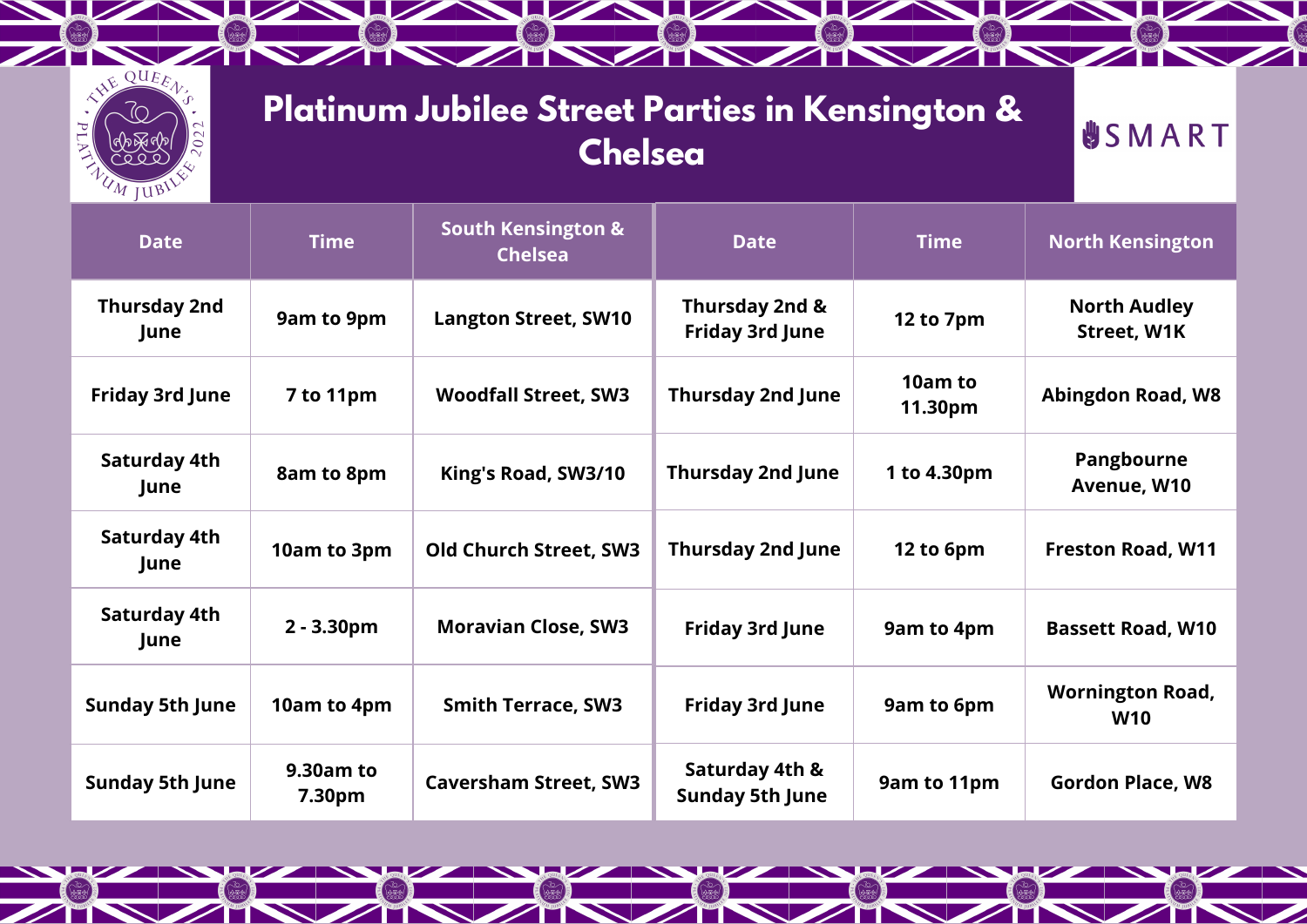# Platinum Jubilee Street Parties in Kensington & Chelsea

SMART

| Date | Time | South Kensington & Chelsea | Date | Time | North Kensington |
|---|---|---|---|---|---|
| Thursday 2nd June | 9am to 9pm | Langton Street, SW10 | Thursday 2nd & Friday 3rd June | 12 to 7pm | North Audley Street, W1K |
| Friday 3rd June | 7 to 11pm | Woodfall Street, SW3 | Thursday 2nd June | 10am to 11.30pm | Abingdon Road, W8 |
| Saturday 4th June | 8am to 8pm | King's Road, SW3/10 | Thursday 2nd June | 1 to 4.30pm | Pangbourne Avenue, W10 |
| Saturday 4th June | 10am to 3pm | Old Church Street, SW3 | Thursday 2nd June | 12 to 6pm | Freston Road, W11 |
| Saturday 4th June | 2 - 3.30pm | Moravian Close, SW3 | Friday 3rd June | 9am to 4pm | Bassett Road, W10 |
| Sunday 5th June | 10am to 4pm | Smith Terrace, SW3 | Friday 3rd June | 9am to 6pm | Wornington Road, W10 |
| Sunday 5th June | 9.30am to 7.30pm | Caversham Street, SW3 | Saturday 4th & Sunday 5th June | 9am to 11pm | Gordon Place, W8 |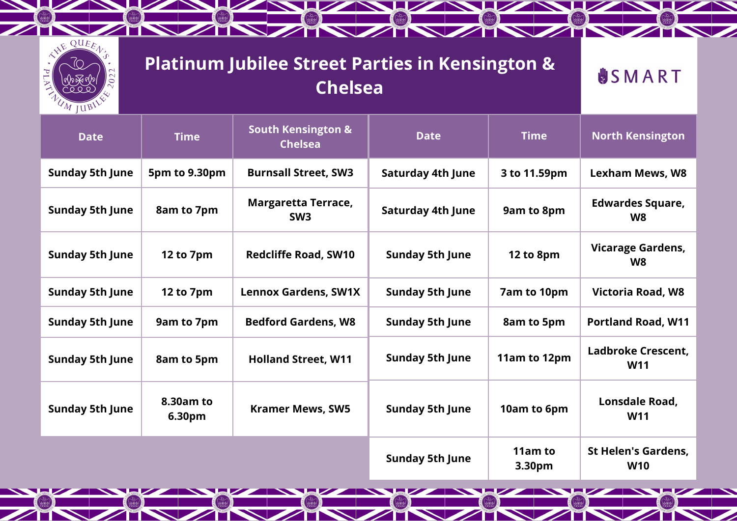# Platinum Jubilee Street Parties in Kensington & Chelsea

SMART

| Date | Time | South Kensington & Chelsea | Date | Time | North Kensington |
|---|---|---|---|---|---|
| Sunday 5th June | 5pm to 9.30pm | Burnsall Street, SW3 | Saturday 4th June | 3 to 11.59pm | Lexham Mews, W8 |
| Sunday 5th June | 8am to 7pm | Margaretta Terrace, SW3 | Saturday 4th June | 9am to 8pm | Edwardes Square, W8 |
| Sunday 5th June | 12 to 7pm | Redcliffe Road, SW10 | Sunday 5th June | 12 to 8pm | Vicarage Gardens, W8 |
| Sunday 5th June | 12 to 7pm | Lennox Gardens, SW1X | Sunday 5th June | 7am to 10pm | Victoria Road, W8 |
| Sunday 5th June | 9am to 7pm | Bedford Gardens, W8 | Sunday 5th June | 8am to 5pm | Portland Road, W11 |
| Sunday 5th June | 8am to 5pm | Holland Street, W11 | Sunday 5th June | 11am to 12pm | Ladbroke Crescent, W11 |
| Sunday 5th June | 8.30am to 6.30pm | Kramer Mews, SW5 | Sunday 5th June | 10am to 6pm | Lonsdale Road, W11 |
| | | | Sunday 5th June | 11am to 3.30pm | St Helen's Gardens, W10 |